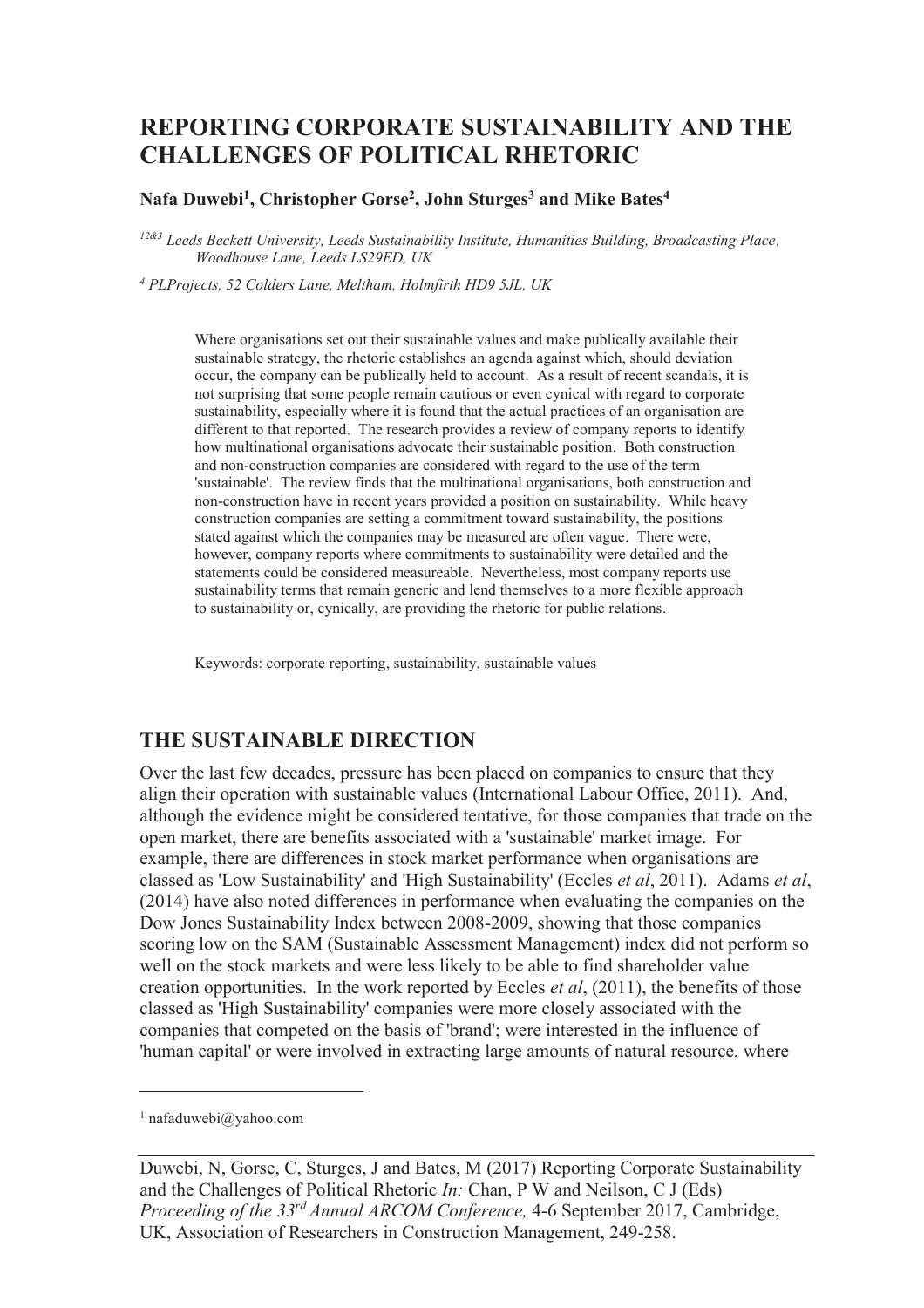# REPORTING CORPORATE SUSTAINABILITY AND THE CHALLENGES OF POLITICAL RHETORIC

**Nafa Duwebi[1], Christopher Gorse[2], John Sturges[3] and Mike Bates[4]**

*[12&3] Leeds Beckett University, Leeds Sustainability Institute, Humanities Building, Broadcasting Place, Woodhouse Lane, Leeds LS29ED, UK*

*[4] PLProjects, 52 Colders Lane, Meltham, Holmfirth HD9 5JL, UK*

Where organisations set out their sustainable values and make publically available their sustainable strategy, the rhetoric establishes an agenda against which, should deviation occur, the company can be publically held to account. As a result of recent scandals, it is not surprising that some people remain cautious or even cynical with regard to corporate sustainability, especially where it is found that the actual practices of an organisation are different to that reported. The research provides a review of company reports to identify how multinational organisations advocate their sustainable position. Both construction and non-construction companies are considered with regard to the use of the term 'sustainable'. The review finds that the multinational organisations, both construction and non-construction have in recent years provided a position on sustainability. While heavy construction companies are setting a commitment toward sustainability, the positions stated against which the companies may be measured are often vague. There were, however, company reports where commitments to sustainability were detailed and the statements could be considered measureable. Nevertheless, most company reports use sustainability terms that remain generic and lend themselves to a more flexible approach to sustainability or, cynically, are providing the rhetoric for public relations.

Keywords: corporate reporting, sustainability, sustainable values

## THE SUSTAINABLE DIRECTION

Over the last few decades, pressure has been placed on companies to ensure that they align their operation with sustainable values (International Labour Office, 2011). And, although the evidence might be considered tentative, for those companies that trade on the open market, there are benefits associated with a 'sustainable' market image. For example, there are differences in stock market performance when organisations are classed as 'Low Sustainability' and 'High Sustainability' (Eccles *et al*, 2011). Adams *et al*, (2014) have also noted differences in performance when evaluating the companies on the Dow Jones Sustainability Index between 2008-2009, showing that those companies scoring low on the SAM (Sustainable Assessment Management) index did not perform so well on the stock markets and were less likely to be able to find shareholder value creation opportunities. In the work reported by Eccles *et al*, (2011), the benefits of those classed as 'High Sustainability' companies were more closely associated with the companies that competed on the basis of 'brand'; were interested in the influence of 'human capital' or were involved in extracting large amounts of natural resource, where

[1] nafaduwebi@yahoo.com

Duwebi, N, Gorse, C, Sturges, J and Bates, M (2017) Reporting Corporate Sustainability and the Challenges of Political Rhetoric *In:* Chan, P W and Neilson, C J (Eds) *Proceeding of the 33rd Annual ARCOM Conference,* 4-6 September 2017, Cambridge, UK, Association of Researchers in Construction Management, 249-258.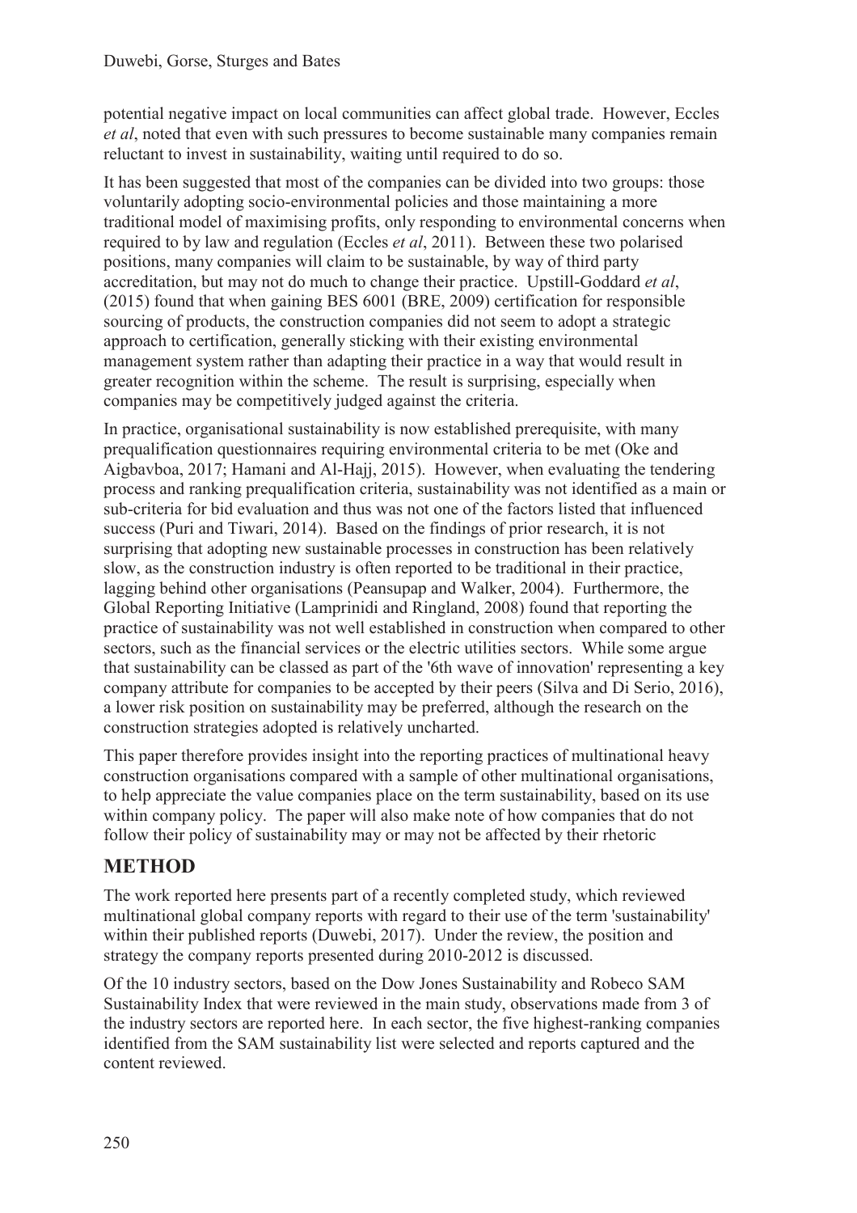potential negative impact on local communities can affect global trade. However, Eccles *et al*, noted that even with such pressures to become sustainable many companies remain reluctant to invest in sustainability, waiting until required to do so.

It has been suggested that most of the companies can be divided into two groups: those voluntarily adopting socio-environmental policies and those maintaining a more traditional model of maximising profits, only responding to environmental concerns when required to by law and regulation (Eccles *et al*, 2011). Between these two polarised positions, many companies will claim to be sustainable, by way of third party accreditation, but may not do much to change their practice. Upstill-Goddard *et al*, (2015) found that when gaining BES 6001 (BRE, 2009) certification for responsible sourcing of products, the construction companies did not seem to adopt a strategic approach to certification, generally sticking with their existing environmental management system rather than adapting their practice in a way that would result in greater recognition within the scheme. The result is surprising, especially when companies may be competitively judged against the criteria.

In practice, organisational sustainability is now established prerequisite, with many prequalification questionnaires requiring environmental criteria to be met (Oke and Aigbavboa, 2017; Hamani and Al-Hajj, 2015). However, when evaluating the tendering process and ranking prequalification criteria, sustainability was not identified as a main or sub-criteria for bid evaluation and thus was not one of the factors listed that influenced success (Puri and Tiwari, 2014). Based on the findings of prior research, it is not surprising that adopting new sustainable processes in construction has been relatively slow, as the construction industry is often reported to be traditional in their practice, lagging behind other organisations (Peansupap and Walker, 2004). Furthermore, the Global Reporting Initiative (Lamprinidi and Ringland, 2008) found that reporting the practice of sustainability was not well established in construction when compared to other sectors, such as the financial services or the electric utilities sectors. While some argue that sustainability can be classed as part of the '6th wave of innovation' representing a key company attribute for companies to be accepted by their peers (Silva and Di Serio, 2016), a lower risk position on sustainability may be preferred, although the research on the construction strategies adopted is relatively uncharted.

This paper therefore provides insight into the reporting practices of multinational heavy construction organisations compared with a sample of other multinational organisations, to help appreciate the value companies place on the term sustainability, based on its use within company policy. The paper will also make note of how companies that do not follow their policy of sustainability may or may not be affected by their rhetoric

## METHOD

The work reported here presents part of a recently completed study, which reviewed multinational global company reports with regard to their use of the term 'sustainability' within their published reports (Duwebi, 2017). Under the review, the position and strategy the company reports presented during 2010-2012 is discussed.

Of the 10 industry sectors, based on the Dow Jones Sustainability and Robeco SAM Sustainability Index that were reviewed in the main study, observations made from 3 of the industry sectors are reported here. In each sector, the five highest-ranking companies identified from the SAM sustainability list were selected and reports captured and the content reviewed.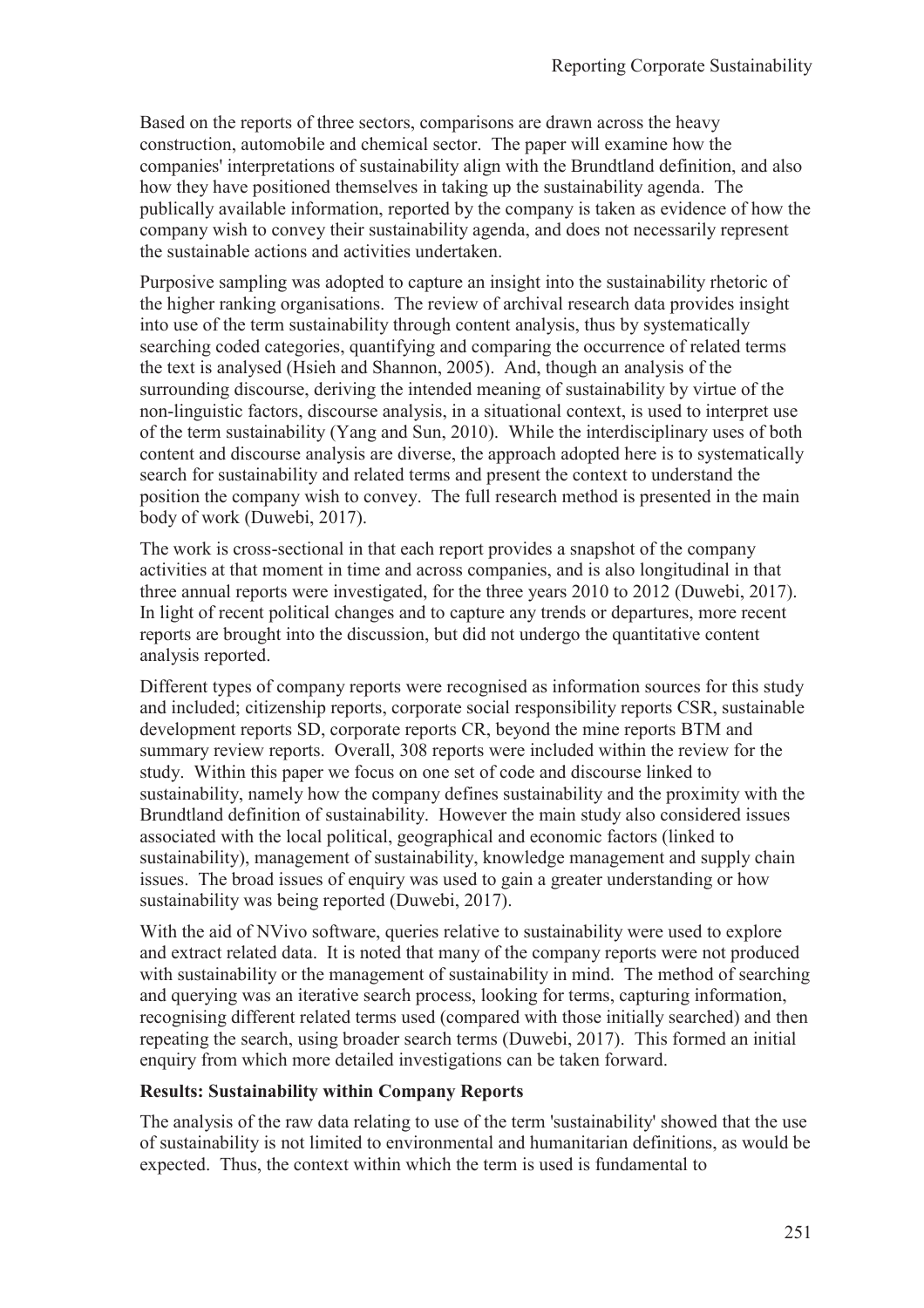Based on the reports of three sectors, comparisons are drawn across the heavy construction, automobile and chemical sector. The paper will examine how the companies' interpretations of sustainability align with the Brundtland definition, and also how they have positioned themselves in taking up the sustainability agenda. The publically available information, reported by the company is taken as evidence of how the company wish to convey their sustainability agenda, and does not necessarily represent the sustainable actions and activities undertaken.

Purposive sampling was adopted to capture an insight into the sustainability rhetoric of the higher ranking organisations. The review of archival research data provides insight into use of the term sustainability through content analysis, thus by systematically searching coded categories, quantifying and comparing the occurrence of related terms the text is analysed (Hsieh and Shannon, 2005). And, though an analysis of the surrounding discourse, deriving the intended meaning of sustainability by virtue of the non-linguistic factors, discourse analysis, in a situational context, is used to interpret use of the term sustainability (Yang and Sun, 2010). While the interdisciplinary uses of both content and discourse analysis are diverse, the approach adopted here is to systematically search for sustainability and related terms and present the context to understand the position the company wish to convey. The full research method is presented in the main body of work (Duwebi, 2017).

The work is cross-sectional in that each report provides a snapshot of the company activities at that moment in time and across companies, and is also longitudinal in that three annual reports were investigated, for the three years 2010 to 2012 (Duwebi, 2017). In light of recent political changes and to capture any trends or departures, more recent reports are brought into the discussion, but did not undergo the quantitative content analysis reported.

Different types of company reports were recognised as information sources for this study and included; citizenship reports, corporate social responsibility reports CSR, sustainable development reports SD, corporate reports CR, beyond the mine reports BTM and summary review reports. Overall, 308 reports were included within the review for the study. Within this paper we focus on one set of code and discourse linked to sustainability, namely how the company defines sustainability and the proximity with the Brundtland definition of sustainability. However the main study also considered issues associated with the local political, geographical and economic factors (linked to sustainability), management of sustainability, knowledge management and supply chain issues. The broad issues of enquiry was used to gain a greater understanding or how sustainability was being reported (Duwebi, 2017).

With the aid of NVivo software, queries relative to sustainability were used to explore and extract related data. It is noted that many of the company reports were not produced with sustainability or the management of sustainability in mind. The method of searching and querying was an iterative search process, looking for terms, capturing information, recognising different related terms used (compared with those initially searched) and then repeating the search, using broader search terms (Duwebi, 2017). This formed an initial enquiry from which more detailed investigations can be taken forward.

**Results: Sustainability within Company Reports**

The analysis of the raw data relating to use of the term 'sustainability' showed that the use of sustainability is not limited to environmental and humanitarian definitions, as would be expected. Thus, the context within which the term is used is fundamental to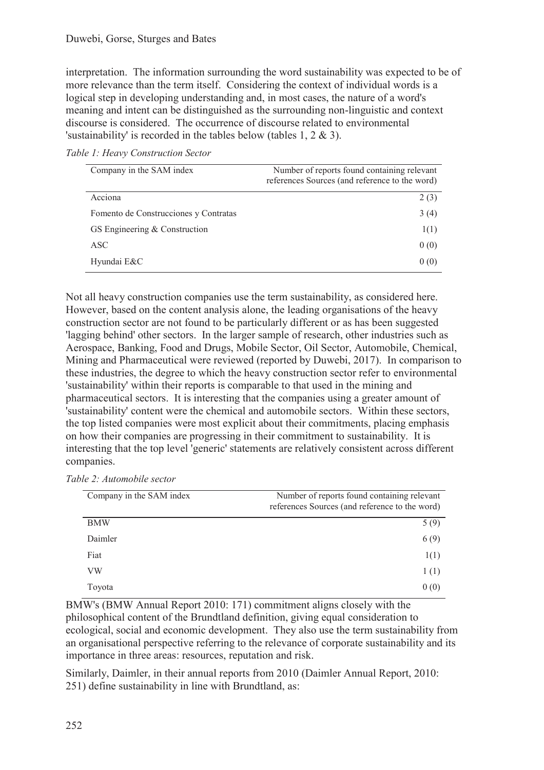interpretation. The information surrounding the word sustainability was expected to be of more relevance than the term itself. Considering the context of individual words is a logical step in developing understanding and, in most cases, the nature of a word's meaning and intent can be distinguished as the surrounding non-linguistic and context discourse is considered. The occurrence of discourse related to environmental 'sustainability' is recorded in the tables below (tables 1, 2 & 3).

*Table 1: Heavy Construction Sector*

| Company in the SAM index | Number of reports found containing relevant references Sources (and reference to the word) |
|---|---:|
| Acciona | 2 (3) |
| Fomento de Construcciones y Contratas | 3 (4) |
| GS Engineering & Construction | 1(1) |
| ASC | 0 (0) |
| Hyundai E&C | 0 (0) |

Not all heavy construction companies use the term sustainability, as considered here. However, based on the content analysis alone, the leading organisations of the heavy construction sector are not found to be particularly different or as has been suggested 'lagging behind' other sectors. In the larger sample of research, other industries such as Aerospace, Banking, Food and Drugs, Mobile Sector, Oil Sector, Automobile, Chemical, Mining and Pharmaceutical were reviewed (reported by Duwebi, 2017). In comparison to these industries, the degree to which the heavy construction sector refer to environmental 'sustainability' within their reports is comparable to that used in the mining and pharmaceutical sectors. It is interesting that the companies using a greater amount of 'sustainability' content were the chemical and automobile sectors. Within these sectors, the top listed companies were most explicit about their commitments, placing emphasis on how their companies are progressing in their commitment to sustainability. It is interesting that the top level 'generic' statements are relatively consistent across different companies.

*Table 2: Automobile sector*

| Company in the SAM index | Number of reports found containing relevant references Sources (and reference to the word) |
|---|---:|
| BMW | 5 (9) |
| Daimler | 6 (9) |
| Fiat | 1(1) |
| VW | 1 (1) |
| Toyota | 0 (0) |

BMW's (BMW Annual Report 2010: 171) commitment aligns closely with the philosophical content of the Brundtland definition, giving equal consideration to ecological, social and economic development. They also use the term sustainability from an organisational perspective referring to the relevance of corporate sustainability and its importance in three areas: resources, reputation and risk.

Similarly, Daimler, in their annual reports from 2010 (Daimler Annual Report, 2010: 251) define sustainability in line with Brundtland, as: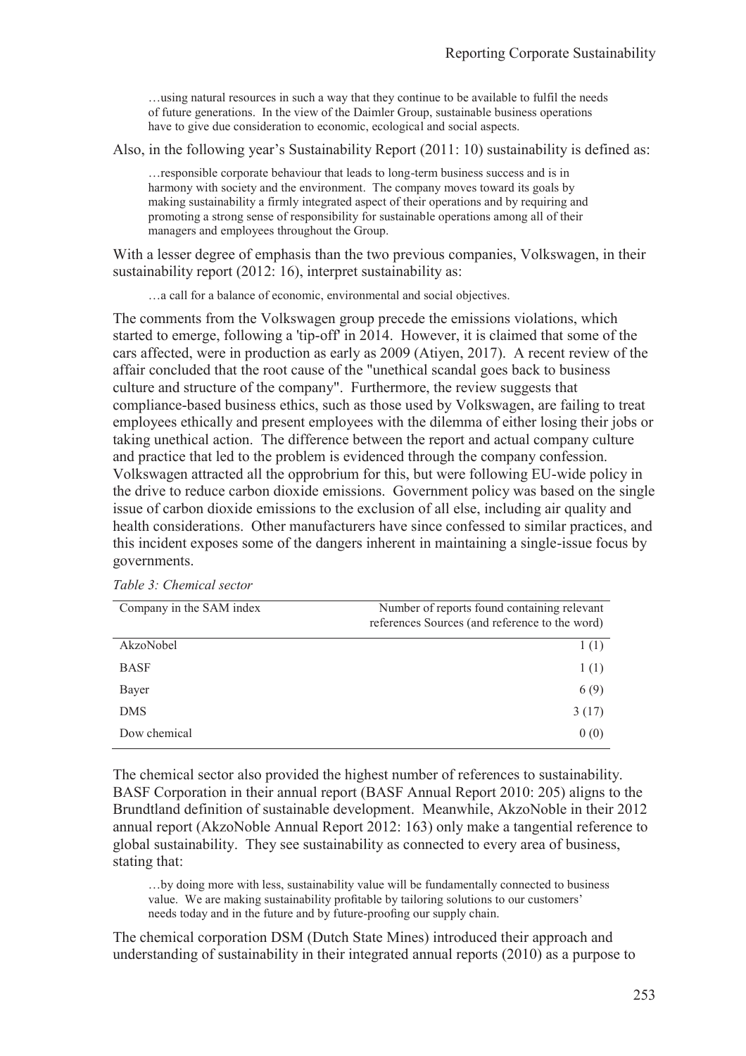> …using natural resources in such a way that they continue to be available to fulfil the needs of future generations. In the view of the Daimler Group, sustainable business operations have to give due consideration to economic, ecological and social aspects.

Also, in the following year's Sustainability Report (2011: 10) sustainability is defined as:

> …responsible corporate behaviour that leads to long-term business success and is in harmony with society and the environment. The company moves toward its goals by making sustainability a firmly integrated aspect of their operations and by requiring and promoting a strong sense of responsibility for sustainable operations among all of their managers and employees throughout the Group.

With a lesser degree of emphasis than the two previous companies, Volkswagen, in their sustainability report (2012: 16), interpret sustainability as:

> …a call for a balance of economic, environmental and social objectives.

The comments from the Volkswagen group precede the emissions violations, which started to emerge, following a 'tip-off' in 2014. However, it is claimed that some of the cars affected, were in production as early as 2009 (Atiyen, 2017). A recent review of the affair concluded that the root cause of the "unethical scandal goes back to business culture and structure of the company". Furthermore, the review suggests that compliance-based business ethics, such as those used by Volkswagen, are failing to treat employees ethically and present employees with the dilemma of either losing their jobs or taking unethical action. The difference between the report and actual company culture and practice that led to the problem is evidenced through the company confession. Volkswagen attracted all the opprobrium for this, but were following EU-wide policy in the drive to reduce carbon dioxide emissions. Government policy was based on the single issue of carbon dioxide emissions to the exclusion of all else, including air quality and health considerations. Other manufacturers have since confessed to similar practices, and this incident exposes some of the dangers inherent in maintaining a single-issue focus by governments.

*Table 3: Chemical sector*

| Company in the SAM index | Number of reports found containing relevant references Sources (and reference to the word) |
|---|---|
| AkzoNobel | 1 (1) |
| BASF | 1 (1) |
| Bayer | 6 (9) |
| DMS | 3 (17) |
| Dow chemical | 0 (0) |

The chemical sector also provided the highest number of references to sustainability. BASF Corporation in their annual report (BASF Annual Report 2010: 205) aligns to the Brundtland definition of sustainable development. Meanwhile, AkzoNoble in their 2012 annual report (AkzoNoble Annual Report 2012: 163) only make a tangential reference to global sustainability. They see sustainability as connected to every area of business, stating that:

> …by doing more with less, sustainability value will be fundamentally connected to business value. We are making sustainability profitable by tailoring solutions to our customers' needs today and in the future and by future-proofing our supply chain.

The chemical corporation DSM (Dutch State Mines) introduced their approach and understanding of sustainability in their integrated annual reports (2010) as a purpose to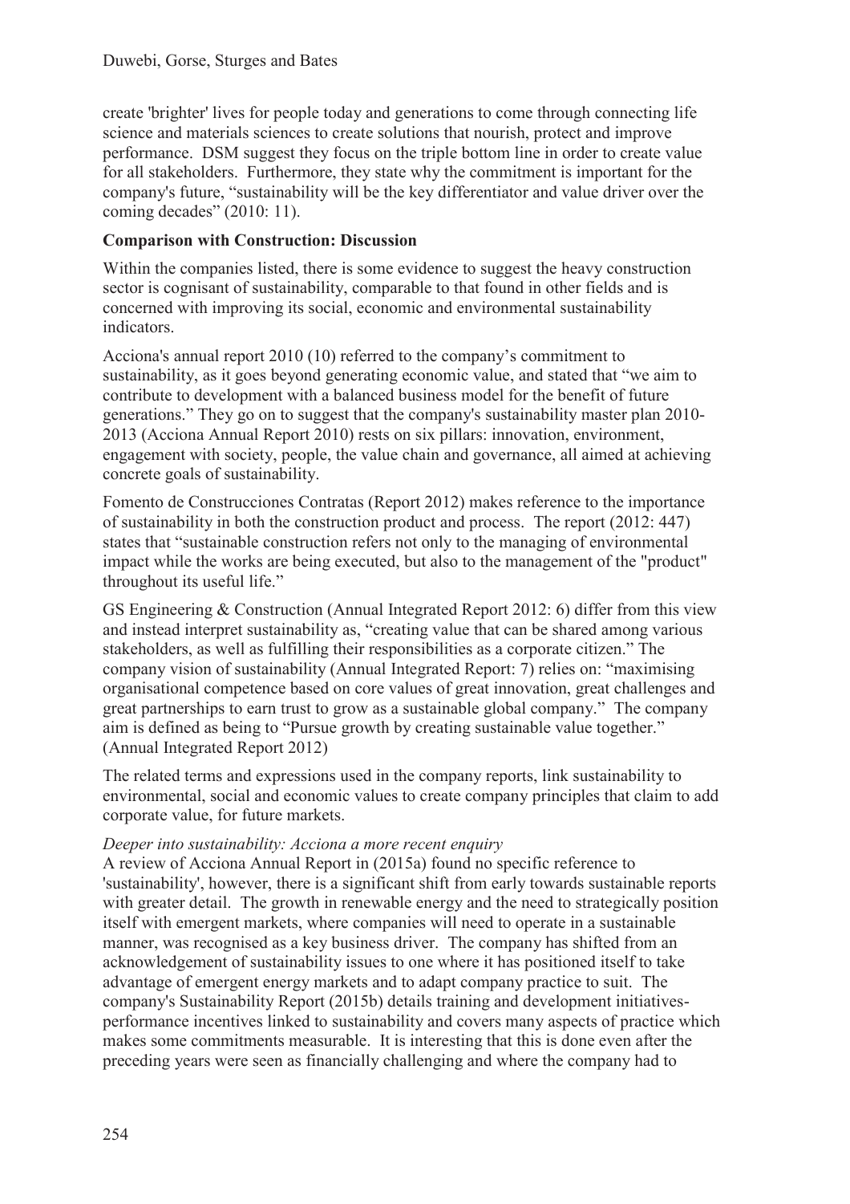create 'brighter' lives for people today and generations to come through connecting life science and materials sciences to create solutions that nourish, protect and improve performance. DSM suggest they focus on the triple bottom line in order to create value for all stakeholders. Furthermore, they state why the commitment is important for the company's future, “sustainability will be the key differentiator and value driver over the coming decades” (2010: 11).

**Comparison with Construction: Discussion**

Within the companies listed, there is some evidence to suggest the heavy construction sector is cognisant of sustainability, comparable to that found in other fields and is concerned with improving its social, economic and environmental sustainability indicators.

Acciona's annual report 2010 (10) referred to the company’s commitment to sustainability, as it goes beyond generating economic value, and stated that “we aim to contribute to development with a balanced business model for the benefit of future generations.” They go on to suggest that the company's sustainability master plan 2010-2013 (Acciona Annual Report 2010) rests on six pillars: innovation, environment, engagement with society, people, the value chain and governance, all aimed at achieving concrete goals of sustainability.

Fomento de Construcciones Contratas (Report 2012) makes reference to the importance of sustainability in both the construction product and process. The report (2012: 447) states that “sustainable construction refers not only to the managing of environmental impact while the works are being executed, but also to the management of the "product" throughout its useful life.”

GS Engineering & Construction (Annual Integrated Report 2012: 6) differ from this view and instead interpret sustainability as, “creating value that can be shared among various stakeholders, as well as fulfilling their responsibilities as a corporate citizen.” The company vision of sustainability (Annual Integrated Report: 7) relies on: “maximising organisational competence based on core values of great innovation, great challenges and great partnerships to earn trust to grow as a sustainable global company.” The company aim is defined as being to “Pursue growth by creating sustainable value together.” (Annual Integrated Report 2012)

The related terms and expressions used in the company reports, link sustainability to environmental, social and economic values to create company principles that claim to add corporate value, for future markets.

*Deeper into sustainability: Acciona a more recent enquiry*

A review of Acciona Annual Report in (2015a) found no specific reference to 'sustainability', however, there is a significant shift from early towards sustainable reports with greater detail. The growth in renewable energy and the need to strategically position itself with emergent markets, where companies will need to operate in a sustainable manner, was recognised as a key business driver. The company has shifted from an acknowledgement of sustainability issues to one where it has positioned itself to take advantage of emergent energy markets and to adapt company practice to suit. The company's Sustainability Report (2015b) details training and development initiatives-performance incentives linked to sustainability and covers many aspects of practice which makes some commitments measurable. It is interesting that this is done even after the preceding years were seen as financially challenging and where the company had to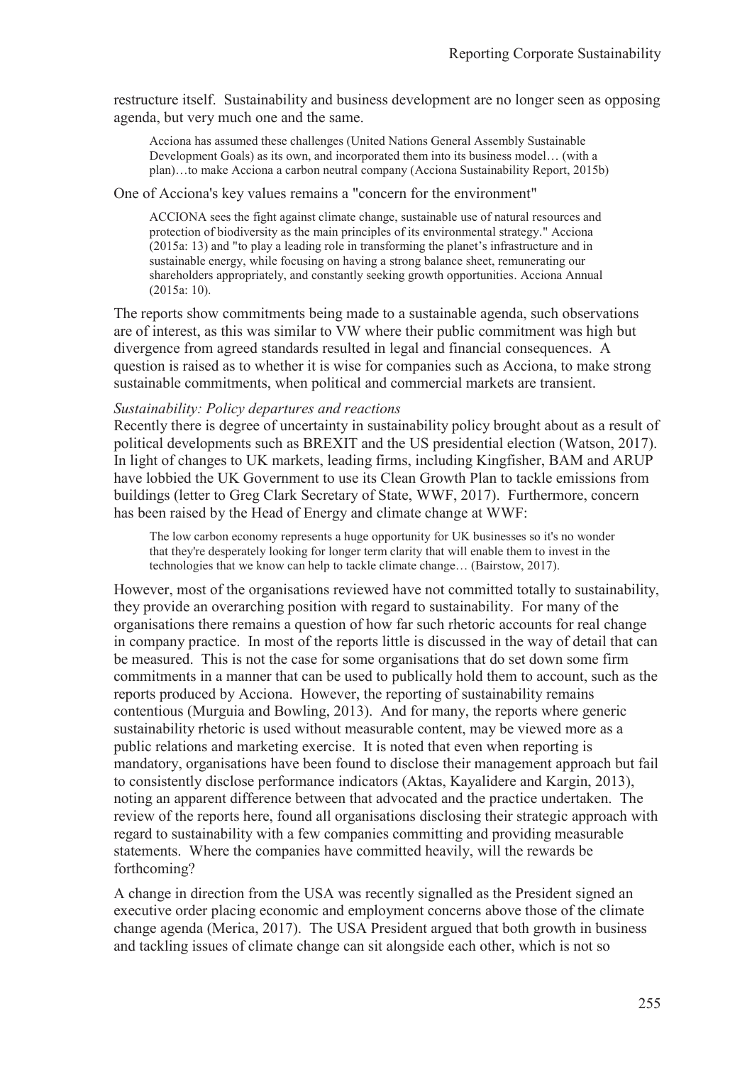restructure itself. Sustainability and business development are no longer seen as opposing agenda, but very much one and the same.

> Acciona has assumed these challenges (United Nations General Assembly Sustainable Development Goals) as its own, and incorporated them into its business model… (with a plan)…to make Acciona a carbon neutral company (Acciona Sustainability Report, 2015b)

One of Acciona's key values remains a "concern for the environment"

> ACCIONA sees the fight against climate change, sustainable use of natural resources and protection of biodiversity as the main principles of its environmental strategy." Acciona (2015a: 13) and "to play a leading role in transforming the planet's infrastructure and in sustainable energy, while focusing on having a strong balance sheet, remunerating our shareholders appropriately, and constantly seeking growth opportunities. Acciona Annual (2015a: 10).

The reports show commitments being made to a sustainable agenda, such observations are of interest, as this was similar to VW where their public commitment was high but divergence from agreed standards resulted in legal and financial consequences. A question is raised as to whether it is wise for companies such as Acciona, to make strong sustainable commitments, when political and commercial markets are transient.

*Sustainability: Policy departures and reactions*

Recently there is degree of uncertainty in sustainability policy brought about as a result of political developments such as BREXIT and the US presidential election (Watson, 2017). In light of changes to UK markets, leading firms, including Kingfisher, BAM and ARUP have lobbied the UK Government to use its Clean Growth Plan to tackle emissions from buildings (letter to Greg Clark Secretary of State, WWF, 2017). Furthermore, concern has been raised by the Head of Energy and climate change at WWF:

> The low carbon economy represents a huge opportunity for UK businesses so it's no wonder that they're desperately looking for longer term clarity that will enable them to invest in the technologies that we know can help to tackle climate change… (Bairstow, 2017).

However, most of the organisations reviewed have not committed totally to sustainability, they provide an overarching position with regard to sustainability. For many of the organisations there remains a question of how far such rhetoric accounts for real change in company practice. In most of the reports little is discussed in the way of detail that can be measured. This is not the case for some organisations that do set down some firm commitments in a manner that can be used to publically hold them to account, such as the reports produced by Acciona. However, the reporting of sustainability remains contentious (Murguia and Bowling, 2013). And for many, the reports where generic sustainability rhetoric is used without measurable content, may be viewed more as a public relations and marketing exercise. It is noted that even when reporting is mandatory, organisations have been found to disclose their management approach but fail to consistently disclose performance indicators (Aktas, Kayalidere and Kargin, 2013), noting an apparent difference between that advocated and the practice undertaken. The review of the reports here, found all organisations disclosing their strategic approach with regard to sustainability with a few companies committing and providing measurable statements. Where the companies have committed heavily, will the rewards be forthcoming?

A change in direction from the USA was recently signalled as the President signed an executive order placing economic and employment concerns above those of the climate change agenda (Merica, 2017). The USA President argued that both growth in business and tackling issues of climate change can sit alongside each other, which is not so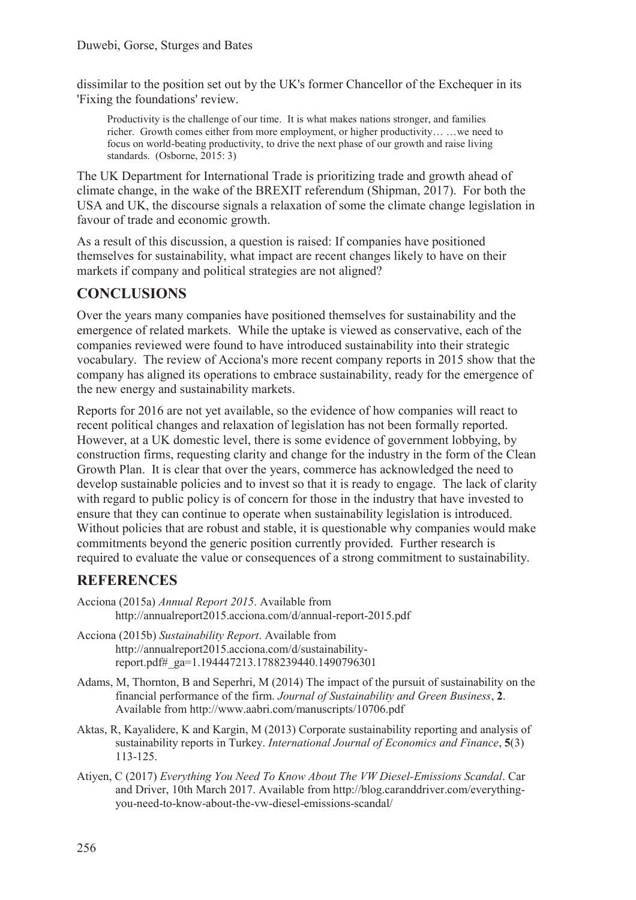dissimilar to the position set out by the UK's former Chancellor of the Exchequer in its 'Fixing the foundations' review.

> Productivity is the challenge of our time. It is what makes nations stronger, and families richer. Growth comes either from more employment, or higher productivity… …we need to focus on world-beating productivity, to drive the next phase of our growth and raise living standards. (Osborne, 2015: 3)

The UK Department for International Trade is prioritizing trade and growth ahead of climate change, in the wake of the BREXIT referendum (Shipman, 2017). For both the USA and UK, the discourse signals a relaxation of some the climate change legislation in favour of trade and economic growth.

As a result of this discussion, a question is raised: If companies have positioned themselves for sustainability, what impact are recent changes likely to have on their markets if company and political strategies are not aligned?

## CONCLUSIONS

Over the years many companies have positioned themselves for sustainability and the emergence of related markets. While the uptake is viewed as conservative, each of the companies reviewed were found to have introduced sustainability into their strategic vocabulary. The review of Acciona's more recent company reports in 2015 show that the company has aligned its operations to embrace sustainability, ready for the emergence of the new energy and sustainability markets.

Reports for 2016 are not yet available, so the evidence of how companies will react to recent political changes and relaxation of legislation has not been formally reported. However, at a UK domestic level, there is some evidence of government lobbying, by construction firms, requesting clarity and change for the industry in the form of the Clean Growth Plan. It is clear that over the years, commerce has acknowledged the need to develop sustainable policies and to invest so that it is ready to engage. The lack of clarity with regard to public policy is of concern for those in the industry that have invested to ensure that they can continue to operate when sustainability legislation is introduced. Without policies that are robust and stable, it is questionable why companies would make commitments beyond the generic position currently provided. Further research is required to evaluate the value or consequences of a strong commitment to sustainability.

## REFERENCES

Acciona (2015a) *Annual Report 2015*. Available from http://annualreport2015.acciona.com/d/annual-report-2015.pdf

Acciona (2015b) *Sustainability Report*. Available from http://annualreport2015.acciona.com/d/sustainability-report.pdf#_ga=1.194447213.1788239440.1490796301

Adams, M, Thornton, B and Seperhri, M (2014) The impact of the pursuit of sustainability on the financial performance of the firm. *Journal of Sustainability and Green Business*, **2**. Available from http://www.aabri.com/manuscripts/10706.pdf

Aktas, R, Kayalidere, K and Kargin, M (2013) Corporate sustainability reporting and analysis of sustainability reports in Turkey. *International Journal of Economics and Finance*, **5**(3) 113-125.

Atiyen, C (2017) *Everything You Need To Know About The VW Diesel-Emissions Scandal*. Car and Driver, 10th March 2017. Available from http://blog.caranddriver.com/everything-you-need-to-know-about-the-vw-diesel-emissions-scandal/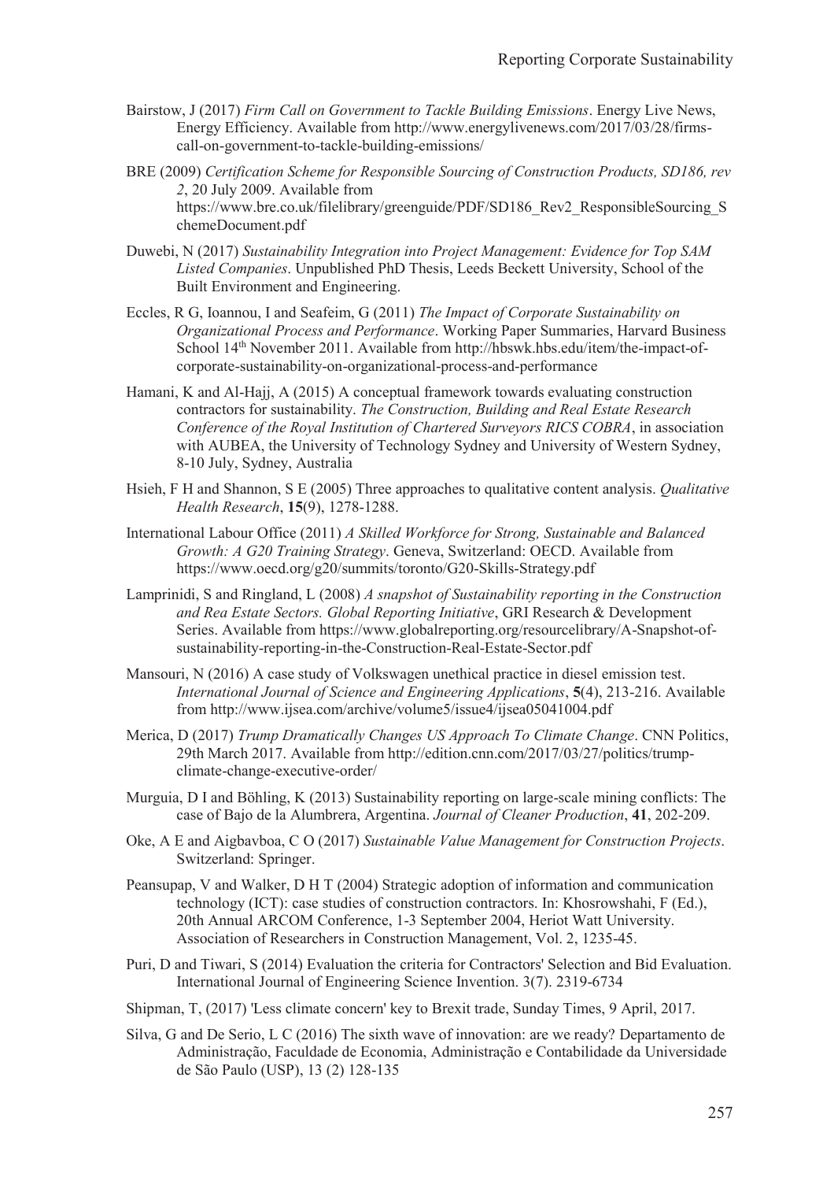Bairstow, J (2017) *Firm Call on Government to Tackle Building Emissions*. Energy Live News, Energy Efficiency. Available from http://www.energylivenews.com/2017/03/28/firms-call-on-government-to-tackle-building-emissions/

BRE (2009) *Certification Scheme for Responsible Sourcing of Construction Products, SD186, rev 2*, 20 July 2009. Available from https://www.bre.co.uk/filelibrary/greenguide/PDF/SD186_Rev2_ResponsibleSourcing_SchemeDocument.pdf

Duwebi, N (2017) *Sustainability Integration into Project Management: Evidence for Top SAM Listed Companies*. Unpublished PhD Thesis, Leeds Beckett University, School of the Built Environment and Engineering.

Eccles, R G, Ioannou, I and Seafeim, G (2011) *The Impact of Corporate Sustainability on Organizational Process and Performance*. Working Paper Summaries, Harvard Business School 14th November 2011. Available from http://hbswk.hbs.edu/item/the-impact-of-corporate-sustainability-on-organizational-process-and-performance

Hamani, K and Al-Hajj, A (2015) A conceptual framework towards evaluating construction contractors for sustainability. *The Construction, Building and Real Estate Research Conference of the Royal Institution of Chartered Surveyors RICS COBRA*, in association with AUBEA, the University of Technology Sydney and University of Western Sydney, 8-10 July, Sydney, Australia

Hsieh, F H and Shannon, S E (2005) Three approaches to qualitative content analysis. *Qualitative Health Research*, **15**(9), 1278-1288.

International Labour Office (2011) *A Skilled Workforce for Strong, Sustainable and Balanced Growth: A G20 Training Strategy*. Geneva, Switzerland: OECD. Available from https://www.oecd.org/g20/summits/toronto/G20-Skills-Strategy.pdf

Lamprinidi, S and Ringland, L (2008) *A snapshot of Sustainability reporting in the Construction and Rea Estate Sectors. Global Reporting Initiative*, GRI Research & Development Series. Available from https://www.globalreporting.org/resourcelibrary/A-Snapshot-of-sustainability-reporting-in-the-Construction-Real-Estate-Sector.pdf

Mansouri, N (2016) A case study of Volkswagen unethical practice in diesel emission test. *International Journal of Science and Engineering Applications*, **5**(4), 213-216. Available from http://www.ijsea.com/archive/volume5/issue4/ijsea05041004.pdf

Merica, D (2017) *Trump Dramatically Changes US Approach To Climate Change*. CNN Politics, 29th March 2017. Available from http://edition.cnn.com/2017/03/27/politics/trump-climate-change-executive-order/

Murguia, D I and Böhling, K (2013) Sustainability reporting on large-scale mining conflicts: The case of Bajo de la Alumbrera, Argentina. *Journal of Cleaner Production*, **41**, 202-209.

Oke, A E and Aigbavboa, C O (2017) *Sustainable Value Management for Construction Projects*. Switzerland: Springer.

Peansupap, V and Walker, D H T (2004) Strategic adoption of information and communication technology (ICT): case studies of construction contractors. In: Khosrowshahi, F (Ed.), 20th Annual ARCOM Conference, 1-3 September 2004, Heriot Watt University. Association of Researchers in Construction Management, Vol. 2, 1235-45.

Puri, D and Tiwari, S (2014) Evaluation the criteria for Contractors' Selection and Bid Evaluation. International Journal of Engineering Science Invention. 3(7). 2319-6734

Shipman, T, (2017) 'Less climate concern' key to Brexit trade, Sunday Times, 9 April, 2017.

Silva, G and De Serio, L C (2016) The sixth wave of innovation: are we ready? Departamento de Administração, Faculdade de Economia, Administração e Contabilidade da Universidade de São Paulo (USP), 13 (2) 128-135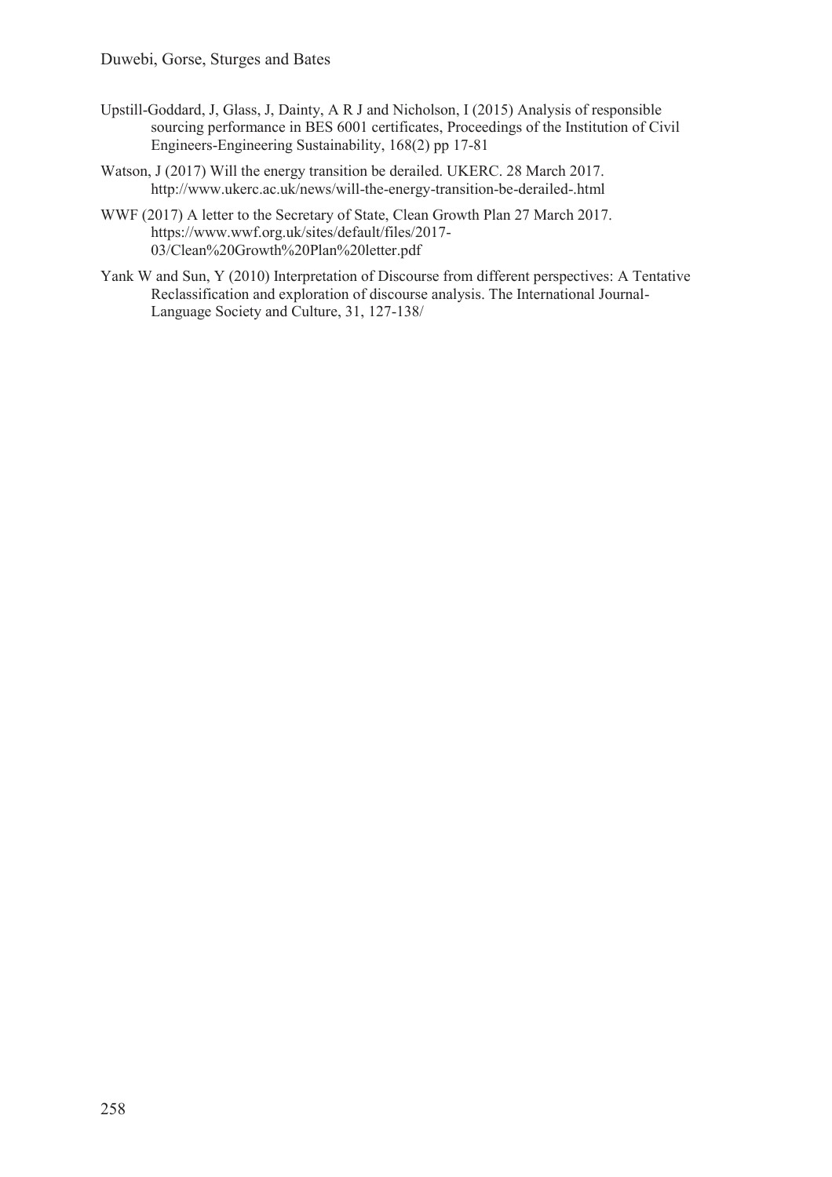Upstill-Goddard, J, Glass, J, Dainty, A R J and Nicholson, I (2015) Analysis of responsible sourcing performance in BES 6001 certificates, Proceedings of the Institution of Civil Engineers-Engineering Sustainability, 168(2) pp 17-81

Watson, J (2017) Will the energy transition be derailed. UKERC. 28 March 2017. http://www.ukerc.ac.uk/news/will-the-energy-transition-be-derailed-.html

WWF (2017) A letter to the Secretary of State, Clean Growth Plan 27 March 2017. https://www.wwf.org.uk/sites/default/files/2017-03/Clean%20Growth%20Plan%20letter.pdf

Yank W and Sun, Y (2010) Interpretation of Discourse from different perspectives: A Tentative Reclassification and exploration of discourse analysis. The International Journal-Language Society and Culture, 31, 127-138/